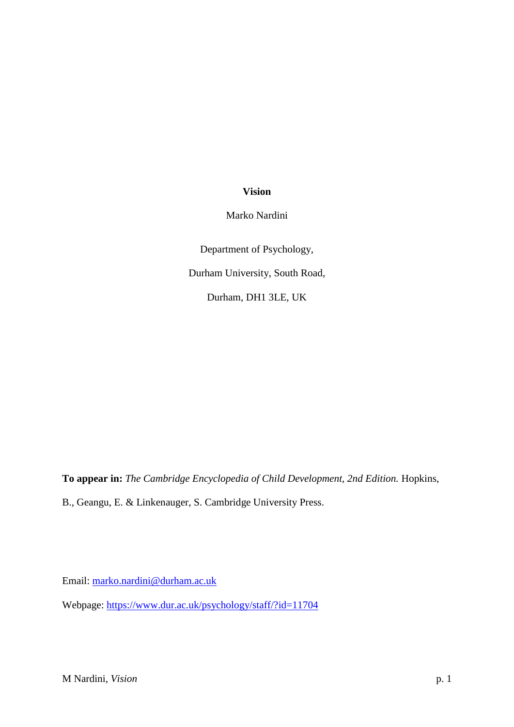# Vision

Marko Nardini

Department of Psychology,

Durham University, South Road,

Durham, DH1 3LE, UK

**To appear in:** *The Cambridge Encyclopedia of Child Development, 2nd Edition.* Hopkins, B., Geangu, E. & Linkenauger, S. Cambridge University Press.

Email: marko.nardini@durham.ac.uk

Webpage: https://www.dur.ac.uk/psychology/staff/?id=11704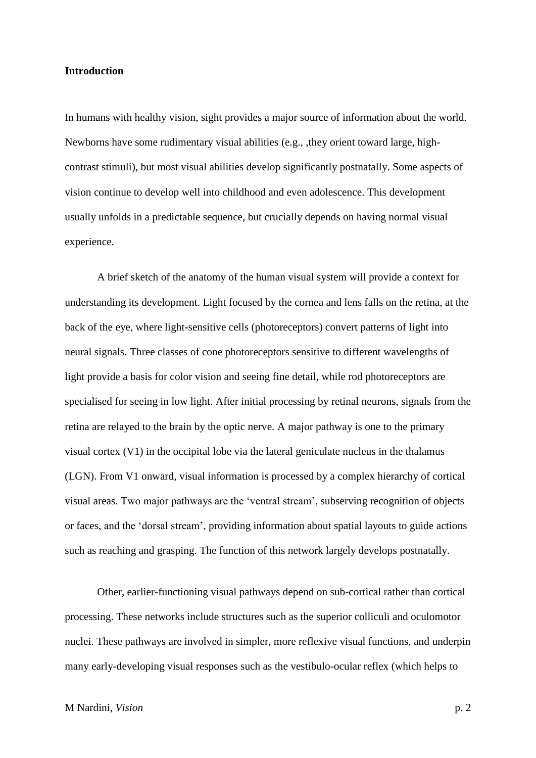**Introduction**

In humans with healthy vision, sight provides a major source of information about the world. Newborns have some rudimentary visual abilities (e.g., ,they orient toward large, high-contrast stimuli), but most visual abilities develop significantly postnatally. Some aspects of vision continue to develop well into childhood and even adolescence. This development usually unfolds in a predictable sequence, but crucially depends on having normal visual experience.

A brief sketch of the anatomy of the human visual system will provide a context for understanding its development. Light focused by the cornea and lens falls on the retina, at the back of the eye, where light-sensitive cells (photoreceptors) convert patterns of light into neural signals. Three classes of cone photoreceptors sensitive to different wavelengths of light provide a basis for color vision and seeing fine detail, while rod photoreceptors are specialised for seeing in low light. After initial processing by retinal neurons, signals from the retina are relayed to the brain by the optic nerve. A major pathway is one to the primary visual cortex (V1) in the occipital lobe via the lateral geniculate nucleus in the thalamus (LGN). From V1 onward, visual information is processed by a complex hierarchy of cortical visual areas. Two major pathways are the 'ventral stream', subserving recognition of objects or faces, and the 'dorsal stream', providing information about spatial layouts to guide actions such as reaching and grasping. The function of this network largely develops postnatally.

Other, earlier-functioning visual pathways depend on sub-cortical rather than cortical processing. These networks include structures such as the superior colliculi and oculomotor nuclei. These pathways are involved in simpler, more reflexive visual functions, and underpin many early-developing visual responses such as the vestibulo-ocular reflex (which helps to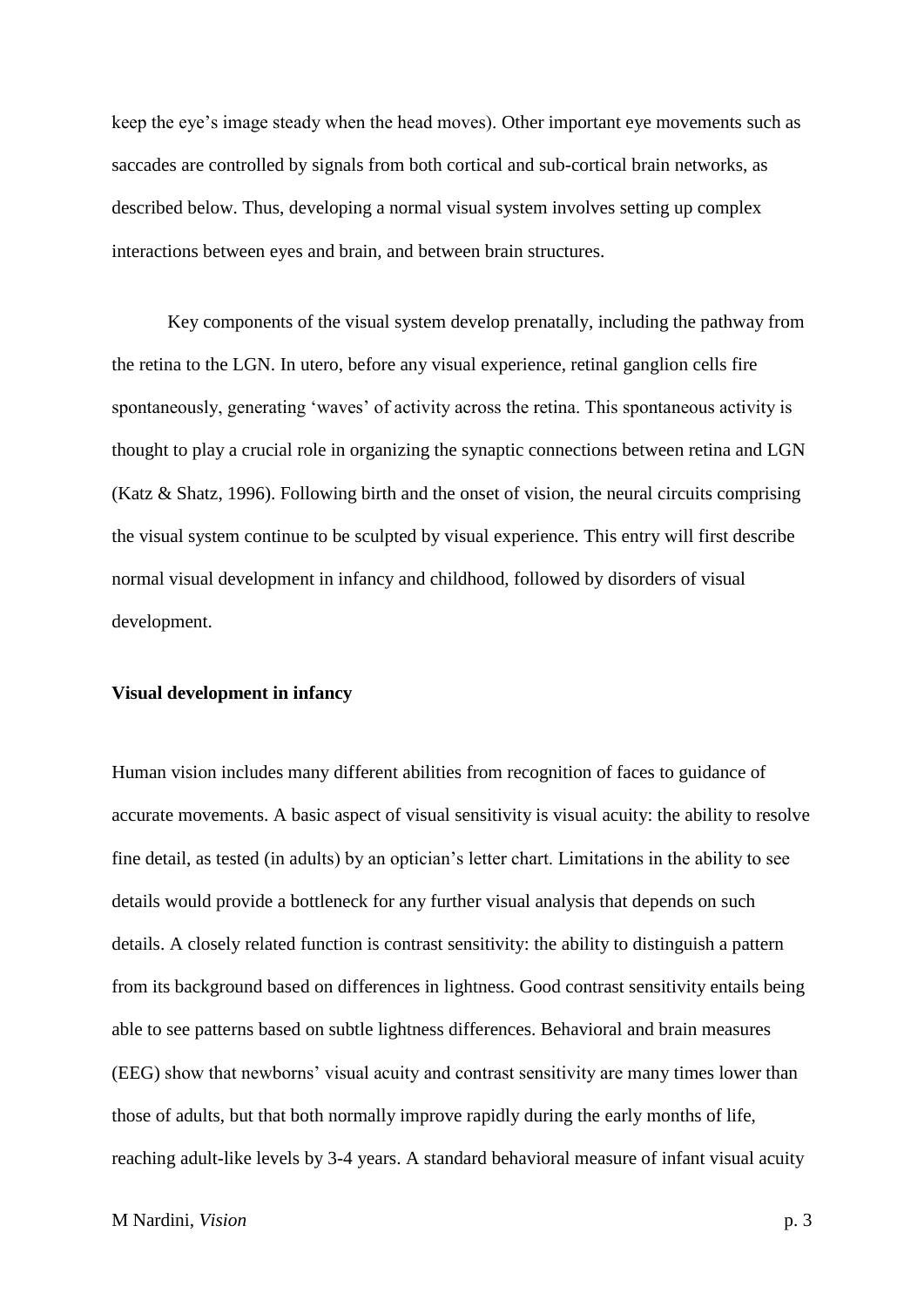keep the eye's image steady when the head moves). Other important eye movements such as saccades are controlled by signals from both cortical and sub-cortical brain networks, as described below. Thus, developing a normal visual system involves setting up complex interactions between eyes and brain, and between brain structures.

Key components of the visual system develop prenatally, including the pathway from the retina to the LGN. In utero, before any visual experience, retinal ganglion cells fire spontaneously, generating 'waves' of activity across the retina. This spontaneous activity is thought to play a crucial role in organizing the synaptic connections between retina and LGN (Katz & Shatz, 1996). Following birth and the onset of vision, the neural circuits comprising the visual system continue to be sculpted by visual experience. This entry will first describe normal visual development in infancy and childhood, followed by disorders of visual development.

**Visual development in infancy**

Human vision includes many different abilities from recognition of faces to guidance of accurate movements. A basic aspect of visual sensitivity is visual acuity: the ability to resolve fine detail, as tested (in adults) by an optician's letter chart. Limitations in the ability to see details would provide a bottleneck for any further visual analysis that depends on such details. A closely related function is contrast sensitivity: the ability to distinguish a pattern from its background based on differences in lightness. Good contrast sensitivity entails being able to see patterns based on subtle lightness differences. Behavioral and brain measures (EEG) show that newborns' visual acuity and contrast sensitivity are many times lower than those of adults, but that both normally improve rapidly during the early months of life, reaching adult-like levels by 3-4 years. A standard behavioral measure of infant visual acuity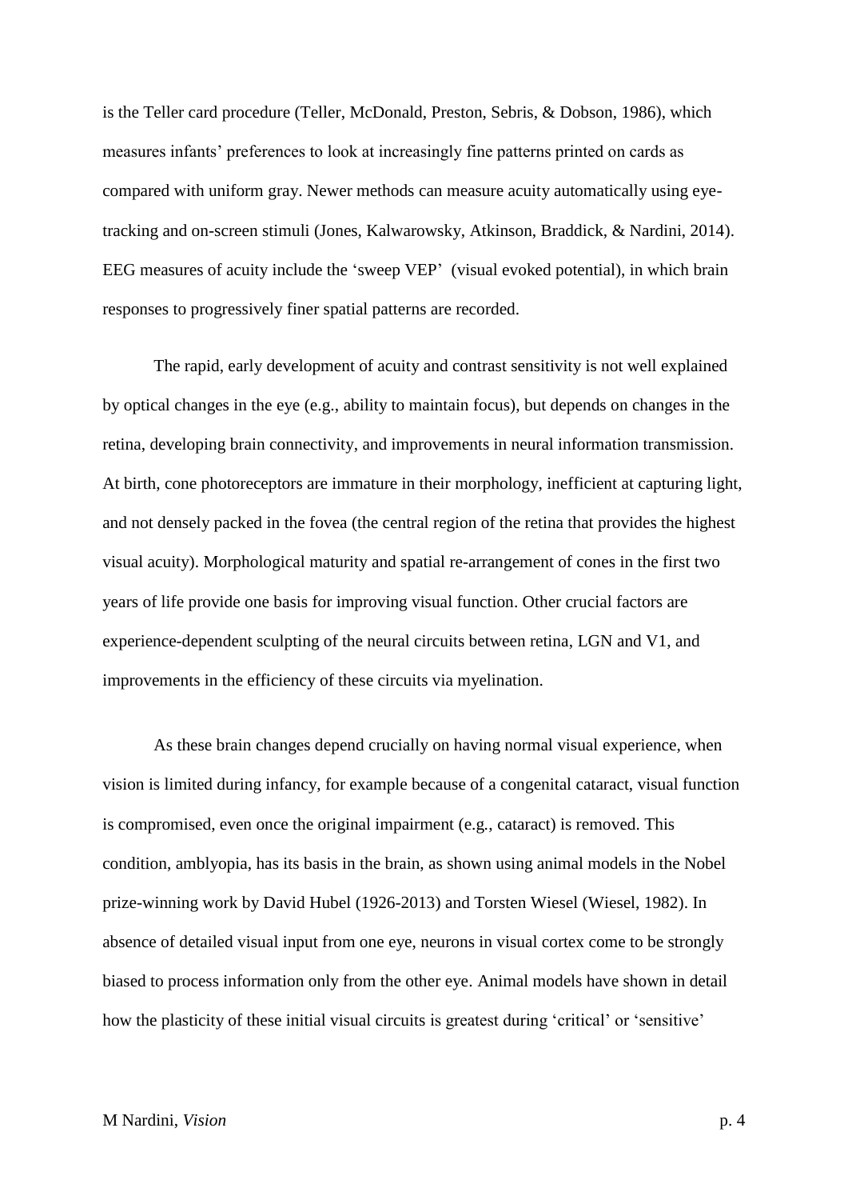is the Teller card procedure (Teller, McDonald, Preston, Sebris, & Dobson, 1986), which measures infants' preferences to look at increasingly fine patterns printed on cards as compared with uniform gray. Newer methods can measure acuity automatically using eye-tracking and on-screen stimuli (Jones, Kalwarowsky, Atkinson, Braddick, & Nardini, 2014). EEG measures of acuity include the 'sweep VEP' (visual evoked potential), in which brain responses to progressively finer spatial patterns are recorded.

The rapid, early development of acuity and contrast sensitivity is not well explained by optical changes in the eye (e.g., ability to maintain focus), but depends on changes in the retina, developing brain connectivity, and improvements in neural information transmission. At birth, cone photoreceptors are immature in their morphology, inefficient at capturing light, and not densely packed in the fovea (the central region of the retina that provides the highest visual acuity). Morphological maturity and spatial re-arrangement of cones in the first two years of life provide one basis for improving visual function. Other crucial factors are experience-dependent sculpting of the neural circuits between retina, LGN and V1, and improvements in the efficiency of these circuits via myelination.

As these brain changes depend crucially on having normal visual experience, when vision is limited during infancy, for example because of a congenital cataract, visual function is compromised, even once the original impairment (e.g., cataract) is removed. This condition, amblyopia, has its basis in the brain, as shown using animal models in the Nobel prize-winning work by David Hubel (1926-2013) and Torsten Wiesel (Wiesel, 1982). In absence of detailed visual input from one eye, neurons in visual cortex come to be strongly biased to process information only from the other eye. Animal models have shown in detail how the plasticity of these initial visual circuits is greatest during 'critical' or 'sensitive'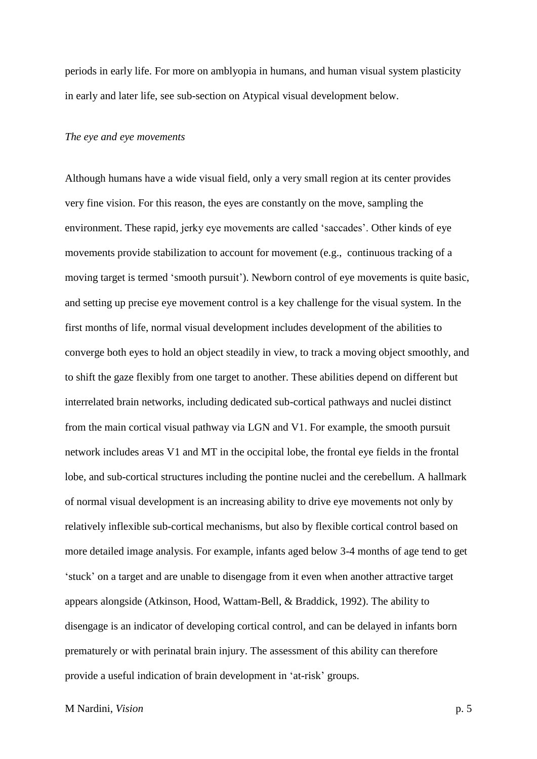periods in early life. For more on amblyopia in humans, and human visual system plasticity in early and later life, see sub-section on Atypical visual development below.

*The eye and eye movements*

Although humans have a wide visual field, only a very small region at its center provides very fine vision. For this reason, the eyes are constantly on the move, sampling the environment. These rapid, jerky eye movements are called 'saccades'. Other kinds of eye movements provide stabilization to account for movement (e.g., continuous tracking of a moving target is termed 'smooth pursuit'). Newborn control of eye movements is quite basic, and setting up precise eye movement control is a key challenge for the visual system. In the first months of life, normal visual development includes development of the abilities to converge both eyes to hold an object steadily in view, to track a moving object smoothly, and to shift the gaze flexibly from one target to another. These abilities depend on different but interrelated brain networks, including dedicated sub-cortical pathways and nuclei distinct from the main cortical visual pathway via LGN and V1. For example, the smooth pursuit network includes areas V1 and MT in the occipital lobe, the frontal eye fields in the frontal lobe, and sub-cortical structures including the pontine nuclei and the cerebellum. A hallmark of normal visual development is an increasing ability to drive eye movements not only by relatively inflexible sub-cortical mechanisms, but also by flexible cortical control based on more detailed image analysis. For example, infants aged below 3-4 months of age tend to get 'stuck' on a target and are unable to disengage from it even when another attractive target appears alongside (Atkinson, Hood, Wattam-Bell, & Braddick, 1992). The ability to disengage is an indicator of developing cortical control, and can be delayed in infants born prematurely or with perinatal brain injury. The assessment of this ability can therefore provide a useful indication of brain development in 'at-risk' groups.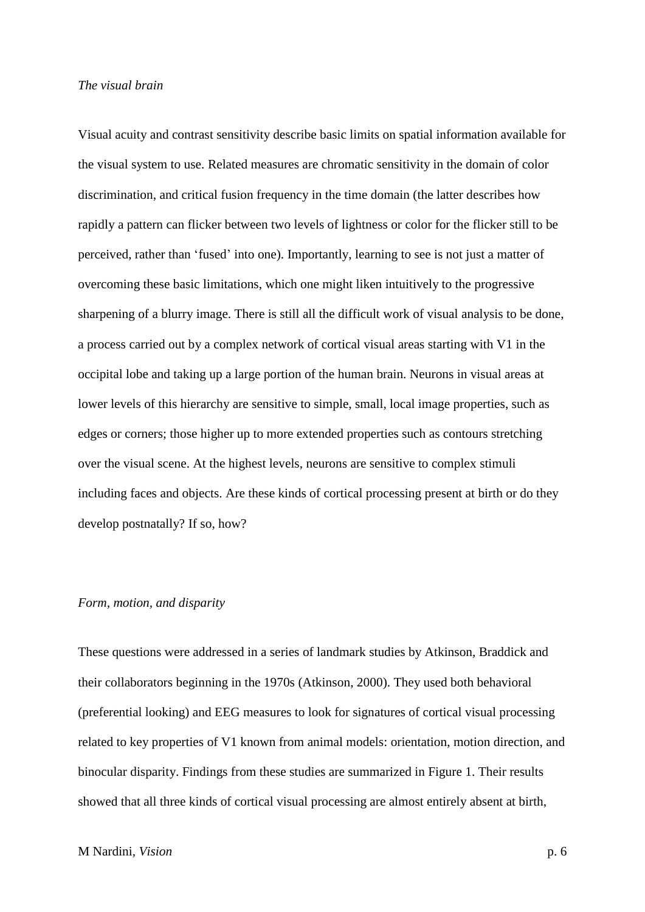*The visual brain*

Visual acuity and contrast sensitivity describe basic limits on spatial information available for the visual system to use. Related measures are chromatic sensitivity in the domain of color discrimination, and critical fusion frequency in the time domain (the latter describes how rapidly a pattern can flicker between two levels of lightness or color for the flicker still to be perceived, rather than 'fused' into one). Importantly, learning to see is not just a matter of overcoming these basic limitations, which one might liken intuitively to the progressive sharpening of a blurry image. There is still all the difficult work of visual analysis to be done, a process carried out by a complex network of cortical visual areas starting with V1 in the occipital lobe and taking up a large portion of the human brain. Neurons in visual areas at lower levels of this hierarchy are sensitive to simple, small, local image properties, such as edges or corners; those higher up to more extended properties such as contours stretching over the visual scene. At the highest levels, neurons are sensitive to complex stimuli including faces and objects. Are these kinds of cortical processing present at birth or do they develop postnatally? If so, how?

*Form, motion, and disparity*

These questions were addressed in a series of landmark studies by Atkinson, Braddick and their collaborators beginning in the 1970s (Atkinson, 2000). They used both behavioral (preferential looking) and EEG measures to look for signatures of cortical visual processing related to key properties of V1 known from animal models: orientation, motion direction, and binocular disparity. Findings from these studies are summarized in Figure 1. Their results showed that all three kinds of cortical visual processing are almost entirely absent at birth,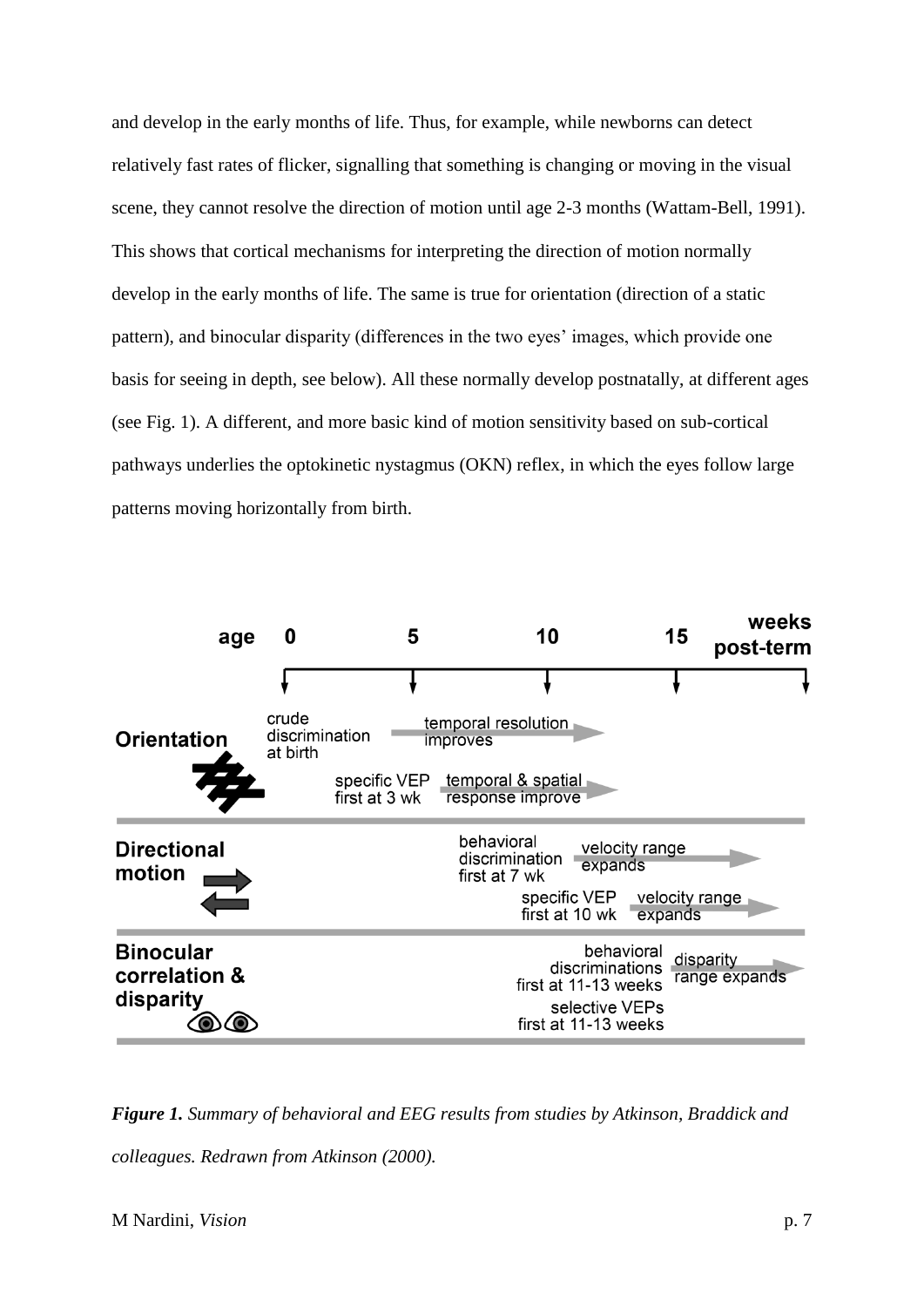and develop in the early months of life. Thus, for example, while newborns can detect relatively fast rates of flicker, signalling that something is changing or moving in the visual scene, they cannot resolve the direction of motion until age 2-3 months (Wattam-Bell, 1991). This shows that cortical mechanisms for interpreting the direction of motion normally develop in the early months of life. The same is true for orientation (direction of a static pattern), and binocular disparity (differences in the two eyes' images, which provide one basis for seeing in depth, see below). All these normally develop postnatally, at different ages (see Fig. 1). A different, and more basic kind of motion sensitivity based on sub-cortical pathways underlies the optokinetic nystagmus (OKN) reflex, in which the eyes follow large patterns moving horizontally from birth.

*Figure 1. Summary of behavioral and EEG results from studies by Atkinson, Braddick and colleagues. Redrawn from Atkinson (2000).*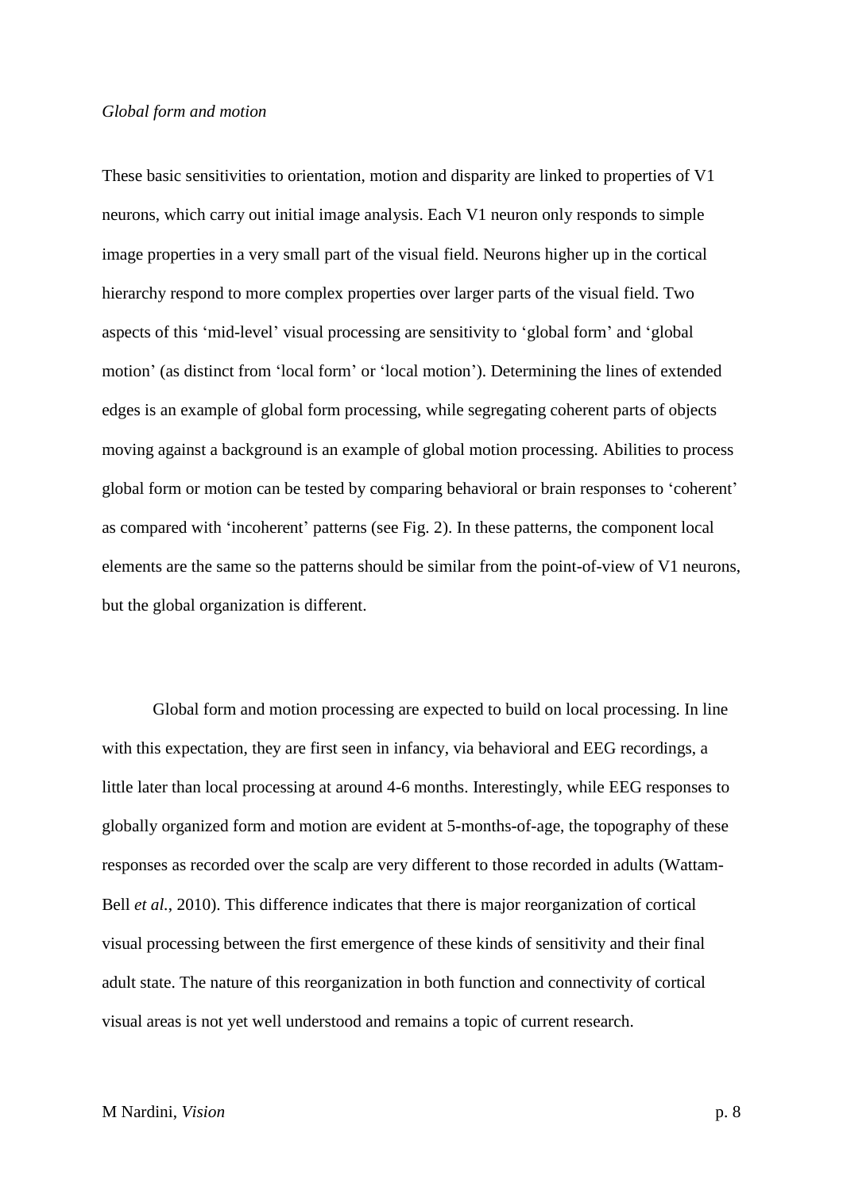*Global form and motion*

These basic sensitivities to orientation, motion and disparity are linked to properties of V1 neurons, which carry out initial image analysis. Each V1 neuron only responds to simple image properties in a very small part of the visual field. Neurons higher up in the cortical hierarchy respond to more complex properties over larger parts of the visual field. Two aspects of this 'mid-level' visual processing are sensitivity to 'global form' and 'global motion' (as distinct from 'local form' or 'local motion'). Determining the lines of extended edges is an example of global form processing, while segregating coherent parts of objects moving against a background is an example of global motion processing. Abilities to process global form or motion can be tested by comparing behavioral or brain responses to 'coherent' as compared with 'incoherent' patterns (see Fig. 2). In these patterns, the component local elements are the same so the patterns should be similar from the point-of-view of V1 neurons, but the global organization is different.

Global form and motion processing are expected to build on local processing. In line with this expectation, they are first seen in infancy, via behavioral and EEG recordings, a little later than local processing at around 4-6 months. Interestingly, while EEG responses to globally organized form and motion are evident at 5-months-of-age, the topography of these responses as recorded over the scalp are very different to those recorded in adults (Wattam-Bell *et al.*, 2010). This difference indicates that there is major reorganization of cortical visual processing between the first emergence of these kinds of sensitivity and their final adult state. The nature of this reorganization in both function and connectivity of cortical visual areas is not yet well understood and remains a topic of current research.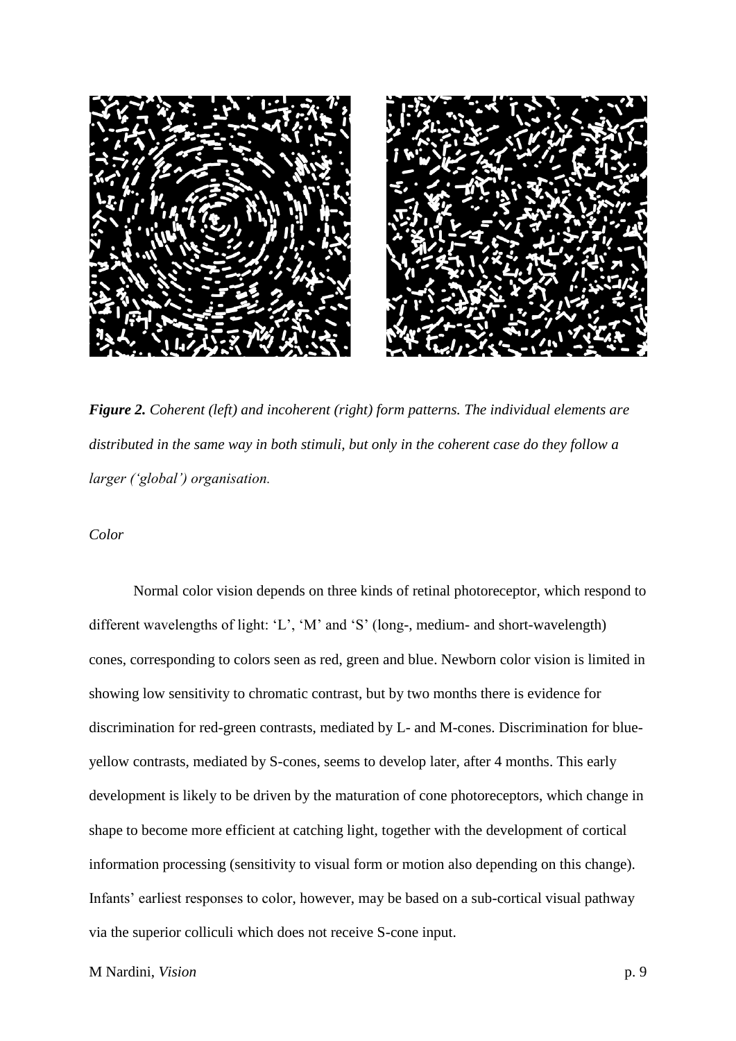***Figure 2.*** *Coherent (left) and incoherent (right) form patterns. The individual elements are distributed in the same way in both stimuli, but only in the coherent case do they follow a larger ('global') organisation.*

*Color*

Normal color vision depends on three kinds of retinal photoreceptor, which respond to different wavelengths of light: 'L', 'M' and 'S' (long-, medium- and short-wavelength) cones, corresponding to colors seen as red, green and blue. Newborn color vision is limited in showing low sensitivity to chromatic contrast, but by two months there is evidence for discrimination for red-green contrasts, mediated by L- and M-cones. Discrimination for blue-yellow contrasts, mediated by S-cones, seems to develop later, after 4 months. This early development is likely to be driven by the maturation of cone photoreceptors, which change in shape to become more efficient at catching light, together with the development of cortical information processing (sensitivity to visual form or motion also depending on this change). Infants' earliest responses to color, however, may be based on a sub-cortical visual pathway via the superior colliculi which does not receive S-cone input.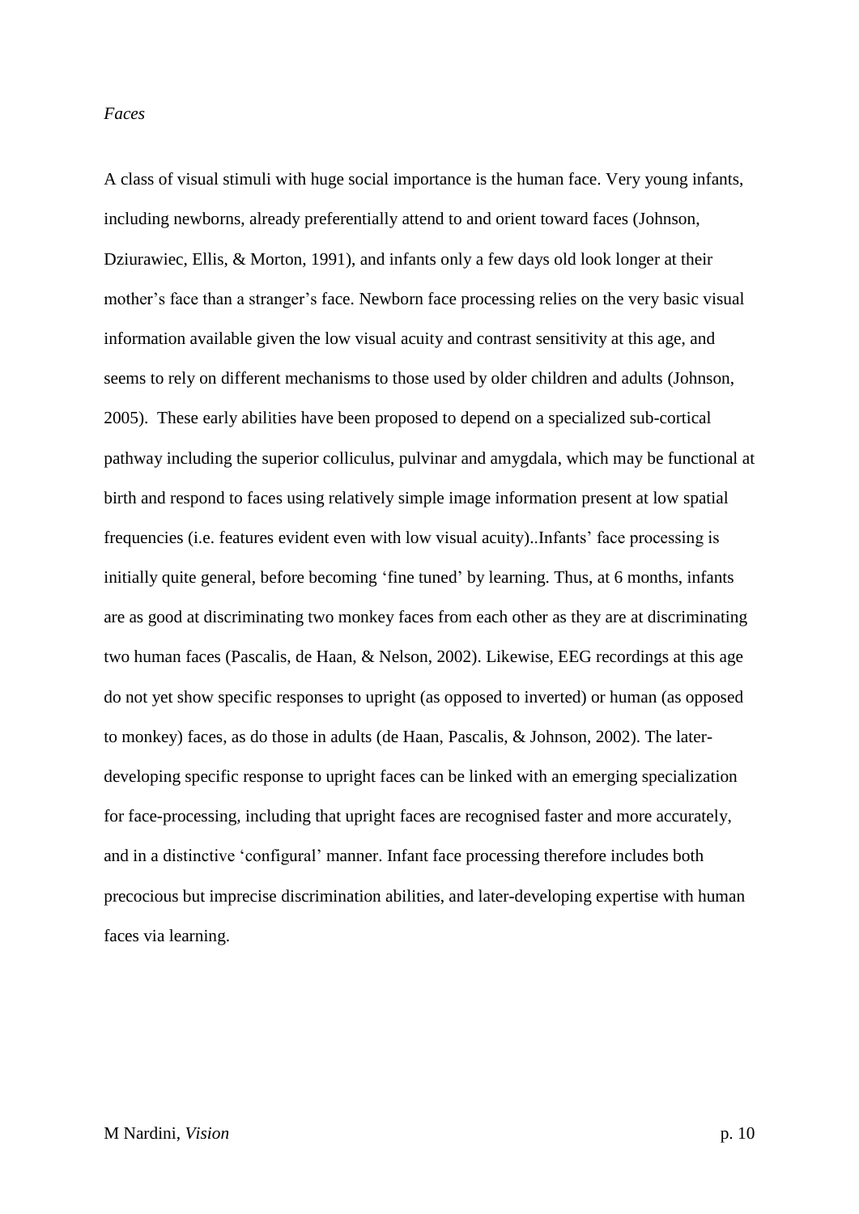*Faces*

A class of visual stimuli with huge social importance is the human face. Very young infants, including newborns, already preferentially attend to and orient toward faces (Johnson, Dziurawiec, Ellis, & Morton, 1991), and infants only a few days old look longer at their mother's face than a stranger's face. Newborn face processing relies on the very basic visual information available given the low visual acuity and contrast sensitivity at this age, and seems to rely on different mechanisms to those used by older children and adults (Johnson, 2005). These early abilities have been proposed to depend on a specialized sub-cortical pathway including the superior colliculus, pulvinar and amygdala, which may be functional at birth and respond to faces using relatively simple image information present at low spatial frequencies (i.e. features evident even with low visual acuity)..Infants' face processing is initially quite general, before becoming 'fine tuned' by learning. Thus, at 6 months, infants are as good at discriminating two monkey faces from each other as they are at discriminating two human faces (Pascalis, de Haan, & Nelson, 2002). Likewise, EEG recordings at this age do not yet show specific responses to upright (as opposed to inverted) or human (as opposed to monkey) faces, as do those in adults (de Haan, Pascalis, & Johnson, 2002). The later-developing specific response to upright faces can be linked with an emerging specialization for face-processing, including that upright faces are recognised faster and more accurately, and in a distinctive 'configural' manner. Infant face processing therefore includes both precocious but imprecise discrimination abilities, and later-developing expertise with human faces via learning.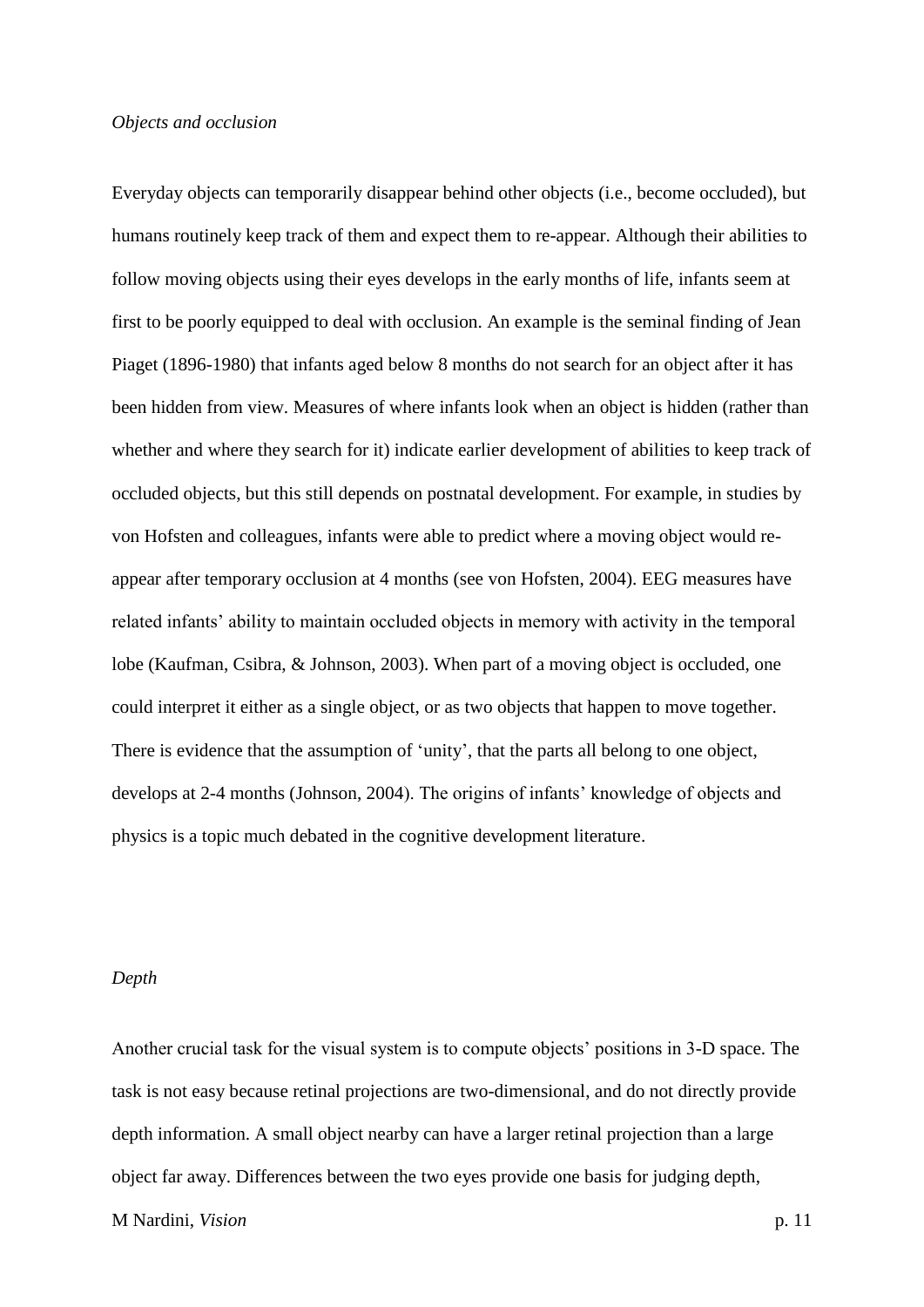*Objects and occlusion*

Everyday objects can temporarily disappear behind other objects (i.e., become occluded), but humans routinely keep track of them and expect them to re-appear. Although their abilities to follow moving objects using their eyes develops in the early months of life, infants seem at first to be poorly equipped to deal with occlusion. An example is the seminal finding of Jean Piaget (1896-1980) that infants aged below 8 months do not search for an object after it has been hidden from view. Measures of where infants look when an object is hidden (rather than whether and where they search for it) indicate earlier development of abilities to keep track of occluded objects, but this still depends on postnatal development. For example, in studies by von Hofsten and colleagues, infants were able to predict where a moving object would re-appear after temporary occlusion at 4 months (see von Hofsten, 2004). EEG measures have related infants' ability to maintain occluded objects in memory with activity in the temporal lobe (Kaufman, Csibra, & Johnson, 2003). When part of a moving object is occluded, one could interpret it either as a single object, or as two objects that happen to move together. There is evidence that the assumption of 'unity', that the parts all belong to one object, develops at 2-4 months (Johnson, 2004). The origins of infants' knowledge of objects and physics is a topic much debated in the cognitive development literature.

*Depth*

Another crucial task for the visual system is to compute objects' positions in 3-D space. The task is not easy because retinal projections are two-dimensional, and do not directly provide depth information. A small object nearby can have a larger retinal projection than a large object far away. Differences between the two eyes provide one basis for judging depth,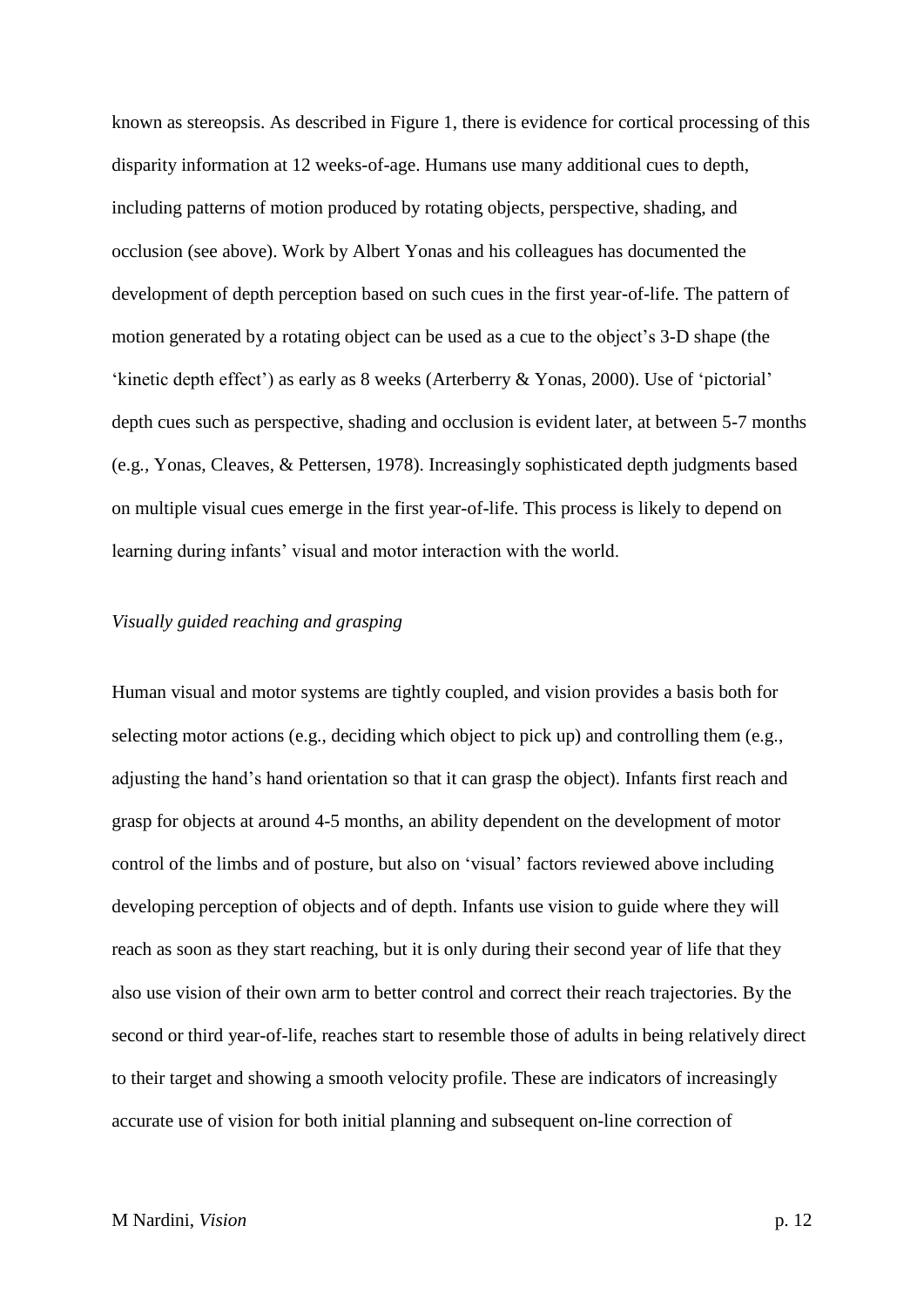known as stereopsis. As described in Figure 1, there is evidence for cortical processing of this disparity information at 12 weeks-of-age. Humans use many additional cues to depth, including patterns of motion produced by rotating objects, perspective, shading, and occlusion (see above). Work by Albert Yonas and his colleagues has documented the development of depth perception based on such cues in the first year-of-life. The pattern of motion generated by a rotating object can be used as a cue to the object's 3-D shape (the 'kinetic depth effect') as early as 8 weeks (Arterberry & Yonas, 2000). Use of 'pictorial' depth cues such as perspective, shading and occlusion is evident later, at between 5-7 months (e.g., Yonas, Cleaves, & Pettersen, 1978). Increasingly sophisticated depth judgments based on multiple visual cues emerge in the first year-of-life. This process is likely to depend on learning during infants' visual and motor interaction with the world.

*Visually guided reaching and grasping*

Human visual and motor systems are tightly coupled, and vision provides a basis both for selecting motor actions (e.g., deciding which object to pick up) and controlling them (e.g., adjusting the hand's hand orientation so that it can grasp the object). Infants first reach and grasp for objects at around 4-5 months, an ability dependent on the development of motor control of the limbs and of posture, but also on 'visual' factors reviewed above including developing perception of objects and of depth. Infants use vision to guide where they will reach as soon as they start reaching, but it is only during their second year of life that they also use vision of their own arm to better control and correct their reach trajectories. By the second or third year-of-life, reaches start to resemble those of adults in being relatively direct to their target and showing a smooth velocity profile. These are indicators of increasingly accurate use of vision for both initial planning and subsequent on-line correction of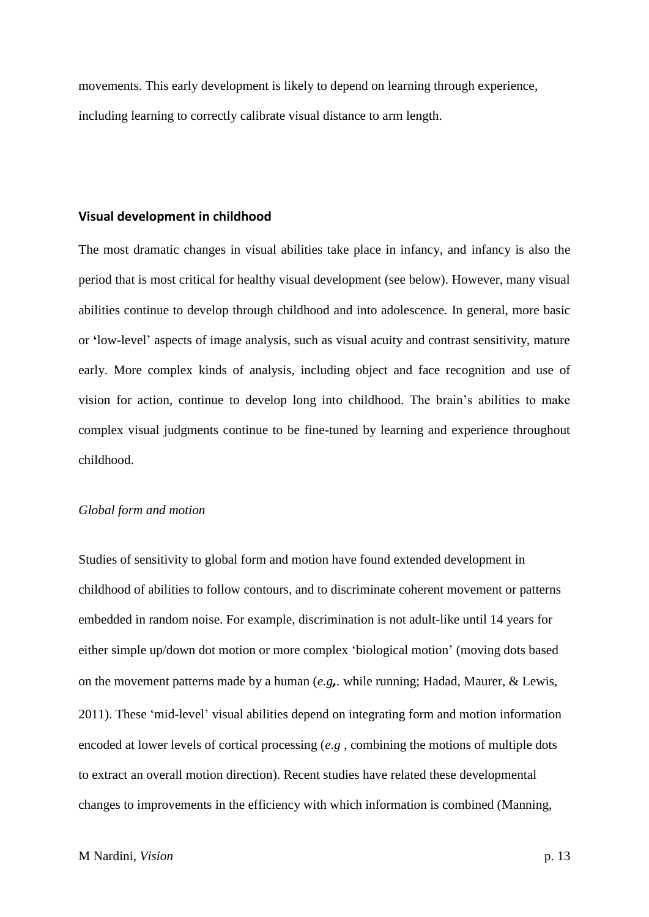movements. This early development is likely to depend on learning through experience, including learning to correctly calibrate visual distance to arm length.

## Visual development in childhood

The most dramatic changes in visual abilities take place in infancy, and infancy is also the period that is most critical for healthy visual development (see below). However, many visual abilities continue to develop through childhood and into adolescence. In general, more basic or 'low-level' aspects of image analysis, such as visual acuity and contrast sensitivity, mature early. More complex kinds of analysis, including object and face recognition and use of vision for action, continue to develop long into childhood. The brain's abilities to make complex visual judgments continue to be fine-tuned by learning and experience throughout childhood.

### *Global form and motion*

Studies of sensitivity to global form and motion have found extended development in childhood of abilities to follow contours, and to discriminate coherent movement or patterns embedded in random noise. For example, discrimination is not adult-like until 14 years for either simple up/down dot motion or more complex 'biological motion' (moving dots based on the movement patterns made by a human (*e.g,*. while running; Hadad, Maurer, & Lewis, 2011). These 'mid-level' visual abilities depend on integrating form and motion information encoded at lower levels of cortical processing (*e.g* , combining the motions of multiple dots to extract an overall motion direction). Recent studies have related these developmental changes to improvements in the efficiency with which information is combined (Manning,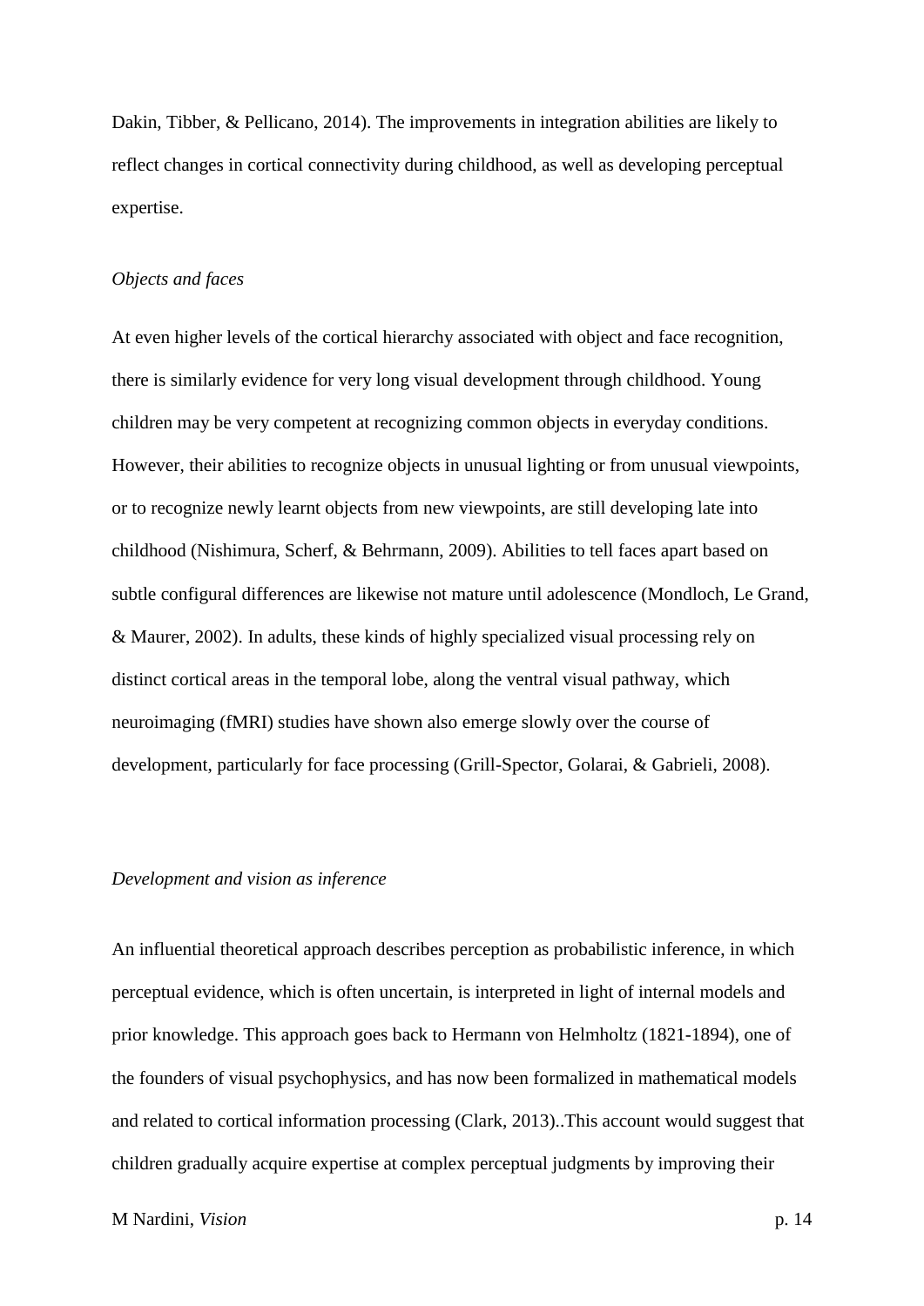Dakin, Tibber, & Pellicano, 2014). The improvements in integration abilities are likely to reflect changes in cortical connectivity during childhood, as well as developing perceptual expertise.

*Objects and faces*

At even higher levels of the cortical hierarchy associated with object and face recognition, there is similarly evidence for very long visual development through childhood. Young children may be very competent at recognizing common objects in everyday conditions. However, their abilities to recognize objects in unusual lighting or from unusual viewpoints, or to recognize newly learnt objects from new viewpoints, are still developing late into childhood (Nishimura, Scherf, & Behrmann, 2009). Abilities to tell faces apart based on subtle configural differences are likewise not mature until adolescence (Mondloch, Le Grand, & Maurer, 2002). In adults, these kinds of highly specialized visual processing rely on distinct cortical areas in the temporal lobe, along the ventral visual pathway, which neuroimaging (fMRI) studies have shown also emerge slowly over the course of development, particularly for face processing (Grill-Spector, Golarai, & Gabrieli, 2008).

*Development and vision as inference*

An influential theoretical approach describes perception as probabilistic inference, in which perceptual evidence, which is often uncertain, is interpreted in light of internal models and prior knowledge. This approach goes back to Hermann von Helmholtz (1821-1894), one of the founders of visual psychophysics, and has now been formalized in mathematical models and related to cortical information processing (Clark, 2013)..This account would suggest that children gradually acquire expertise at complex perceptual judgments by improving their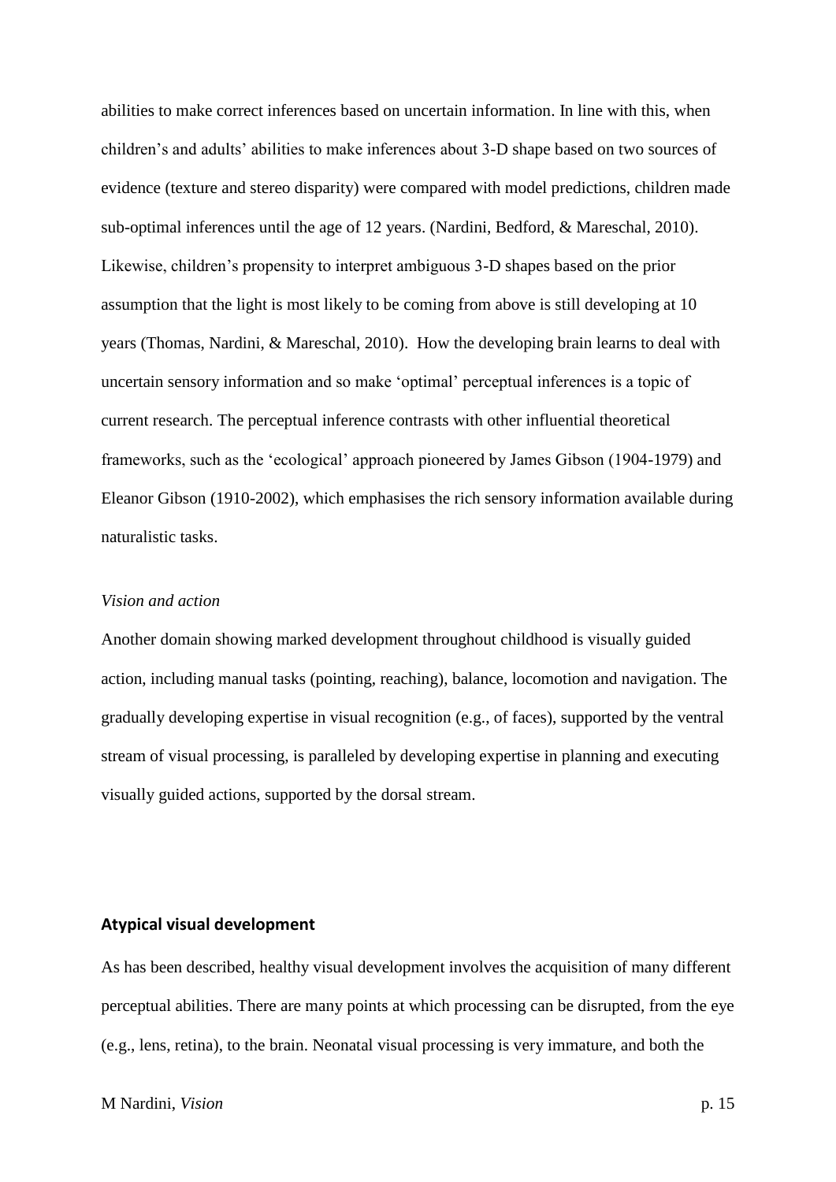abilities to make correct inferences based on uncertain information. In line with this, when children's and adults' abilities to make inferences about 3-D shape based on two sources of evidence (texture and stereo disparity) were compared with model predictions, children made sub-optimal inferences until the age of 12 years. (Nardini, Bedford, & Mareschal, 2010). Likewise, children's propensity to interpret ambiguous 3-D shapes based on the prior assumption that the light is most likely to be coming from above is still developing at 10 years (Thomas, Nardini, & Mareschal, 2010). How the developing brain learns to deal with uncertain sensory information and so make 'optimal' perceptual inferences is a topic of current research. The perceptual inference contrasts with other influential theoretical frameworks, such as the 'ecological' approach pioneered by James Gibson (1904-1979) and Eleanor Gibson (1910-2002), which emphasises the rich sensory information available during naturalistic tasks.

### *Vision and action*

Another domain showing marked development throughout childhood is visually guided action, including manual tasks (pointing, reaching), balance, locomotion and navigation. The gradually developing expertise in visual recognition (e.g., of faces), supported by the ventral stream of visual processing, is paralleled by developing expertise in planning and executing visually guided actions, supported by the dorsal stream.

## **Atypical visual development**

As has been described, healthy visual development involves the acquisition of many different perceptual abilities. There are many points at which processing can be disrupted, from the eye (e.g., lens, retina), to the brain. Neonatal visual processing is very immature, and both the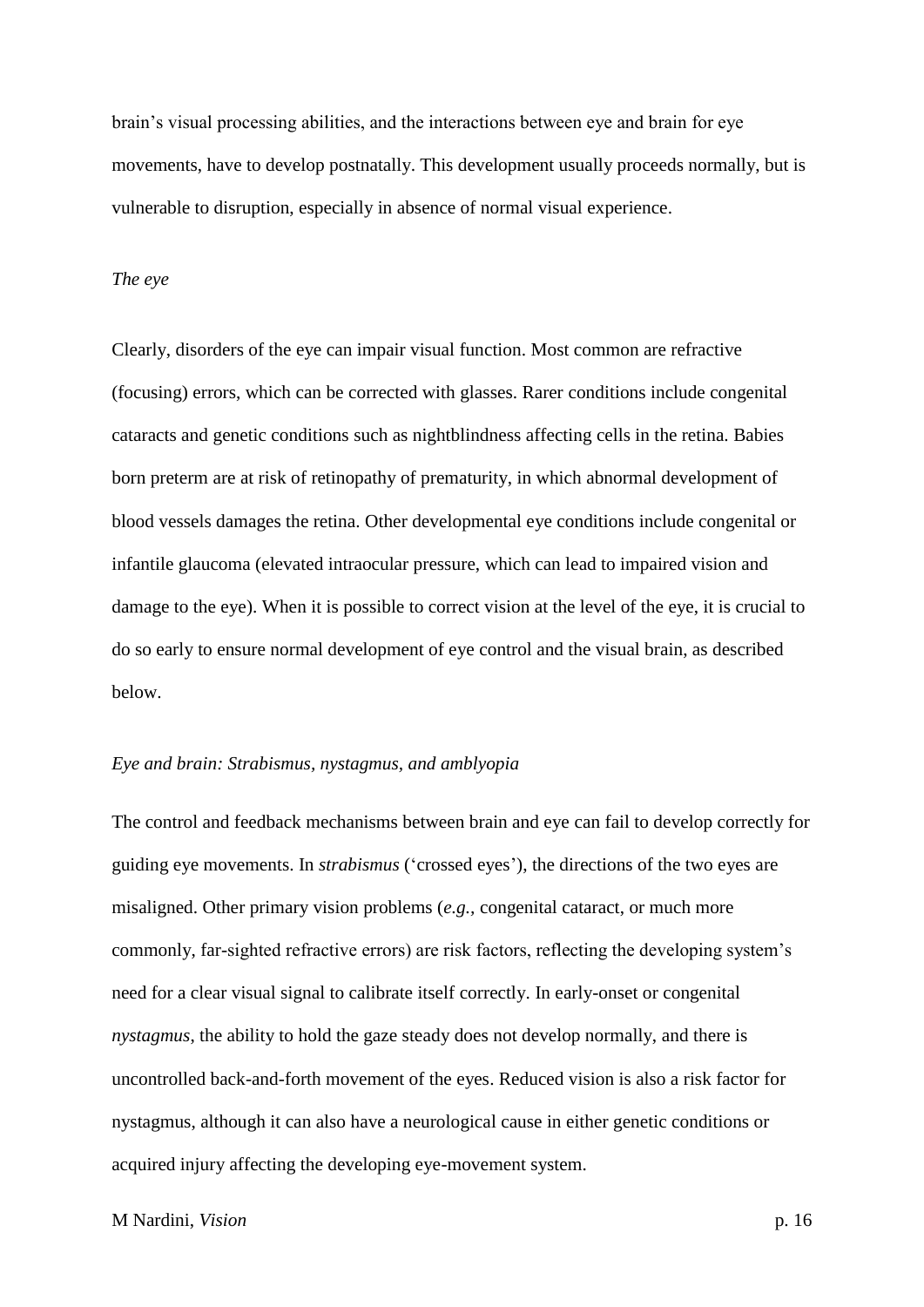brain's visual processing abilities, and the interactions between eye and brain for eye movements, have to develop postnatally. This development usually proceeds normally, but is vulnerable to disruption, especially in absence of normal visual experience.

*The eye*

Clearly, disorders of the eye can impair visual function. Most common are refractive (focusing) errors, which can be corrected with glasses. Rarer conditions include congenital cataracts and genetic conditions such as nightblindness affecting cells in the retina. Babies born preterm are at risk of retinopathy of prematurity, in which abnormal development of blood vessels damages the retina. Other developmental eye conditions include congenital or infantile glaucoma (elevated intraocular pressure, which can lead to impaired vision and damage to the eye). When it is possible to correct vision at the level of the eye, it is crucial to do so early to ensure normal development of eye control and the visual brain, as described below.

*Eye and brain: Strabismus, nystagmus, and amblyopia*

The control and feedback mechanisms between brain and eye can fail to develop correctly for guiding eye movements. In *strabismus* ('crossed eyes'), the directions of the two eyes are misaligned. Other primary vision problems (*e.g.*, congenital cataract, or much more commonly, far-sighted refractive errors) are risk factors, reflecting the developing system's need for a clear visual signal to calibrate itself correctly. In early-onset or congenital *nystagmus*, the ability to hold the gaze steady does not develop normally, and there is uncontrolled back-and-forth movement of the eyes. Reduced vision is also a risk factor for nystagmus, although it can also have a neurological cause in either genetic conditions or acquired injury affecting the developing eye-movement system.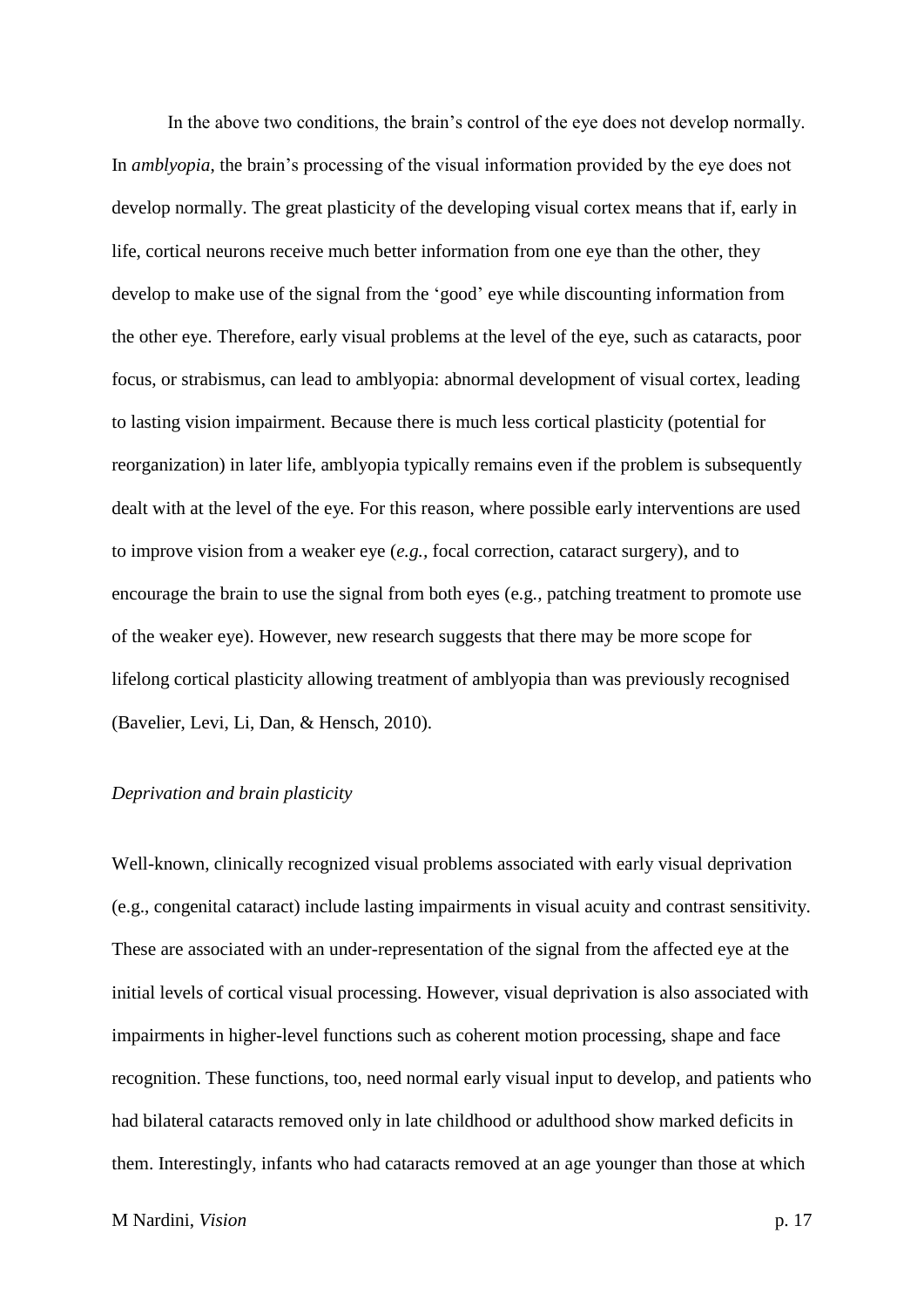In the above two conditions, the brain's control of the eye does not develop normally. In *amblyopia*, the brain's processing of the visual information provided by the eye does not develop normally. The great plasticity of the developing visual cortex means that if, early in life, cortical neurons receive much better information from one eye than the other, they develop to make use of the signal from the 'good' eye while discounting information from the other eye. Therefore, early visual problems at the level of the eye, such as cataracts, poor focus, or strabismus, can lead to amblyopia: abnormal development of visual cortex, leading to lasting vision impairment. Because there is much less cortical plasticity (potential for reorganization) in later life, amblyopia typically remains even if the problem is subsequently dealt with at the level of the eye. For this reason, where possible early interventions are used to improve vision from a weaker eye (*e.g.*, focal correction, cataract surgery), and to encourage the brain to use the signal from both eyes (e.g., patching treatment to promote use of the weaker eye). However, new research suggests that there may be more scope for lifelong cortical plasticity allowing treatment of amblyopia than was previously recognised (Bavelier, Levi, Li, Dan, & Hensch, 2010).

### *Deprivation and brain plasticity*

Well-known, clinically recognized visual problems associated with early visual deprivation (e.g., congenital cataract) include lasting impairments in visual acuity and contrast sensitivity. These are associated with an under-representation of the signal from the affected eye at the initial levels of cortical visual processing. However, visual deprivation is also associated with impairments in higher-level functions such as coherent motion processing, shape and face recognition. These functions, too, need normal early visual input to develop, and patients who had bilateral cataracts removed only in late childhood or adulthood show marked deficits in them. Interestingly, infants who had cataracts removed at an age younger than those at which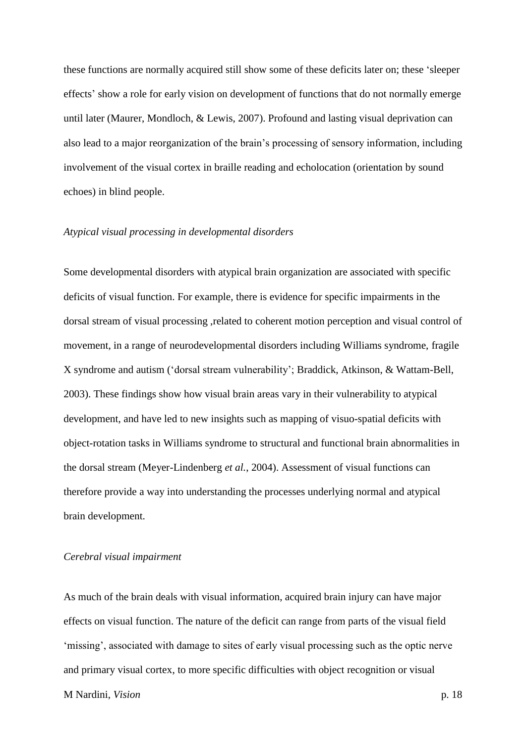these functions are normally acquired still show some of these deficits later on; these 'sleeper effects' show a role for early vision on development of functions that do not normally emerge until later (Maurer, Mondloch, & Lewis, 2007). Profound and lasting visual deprivation can also lead to a major reorganization of the brain's processing of sensory information, including involvement of the visual cortex in braille reading and echolocation (orientation by sound echoes) in blind people.

*Atypical visual processing in developmental disorders*

Some developmental disorders with atypical brain organization are associated with specific deficits of visual function. For example, there is evidence for specific impairments in the dorsal stream of visual processing ,related to coherent motion perception and visual control of movement, in a range of neurodevelopmental disorders including Williams syndrome, fragile X syndrome and autism ('dorsal stream vulnerability'; Braddick, Atkinson, & Wattam-Bell, 2003). These findings show how visual brain areas vary in their vulnerability to atypical development, and have led to new insights such as mapping of visuo-spatial deficits with object-rotation tasks in Williams syndrome to structural and functional brain abnormalities in the dorsal stream (Meyer-Lindenberg *et al.*, 2004). Assessment of visual functions can therefore provide a way into understanding the processes underlying normal and atypical brain development.

*Cerebral visual impairment*

As much of the brain deals with visual information, acquired brain injury can have major effects on visual function. The nature of the deficit can range from parts of the visual field 'missing', associated with damage to sites of early visual processing such as the optic nerve and primary visual cortex, to more specific difficulties with object recognition or visual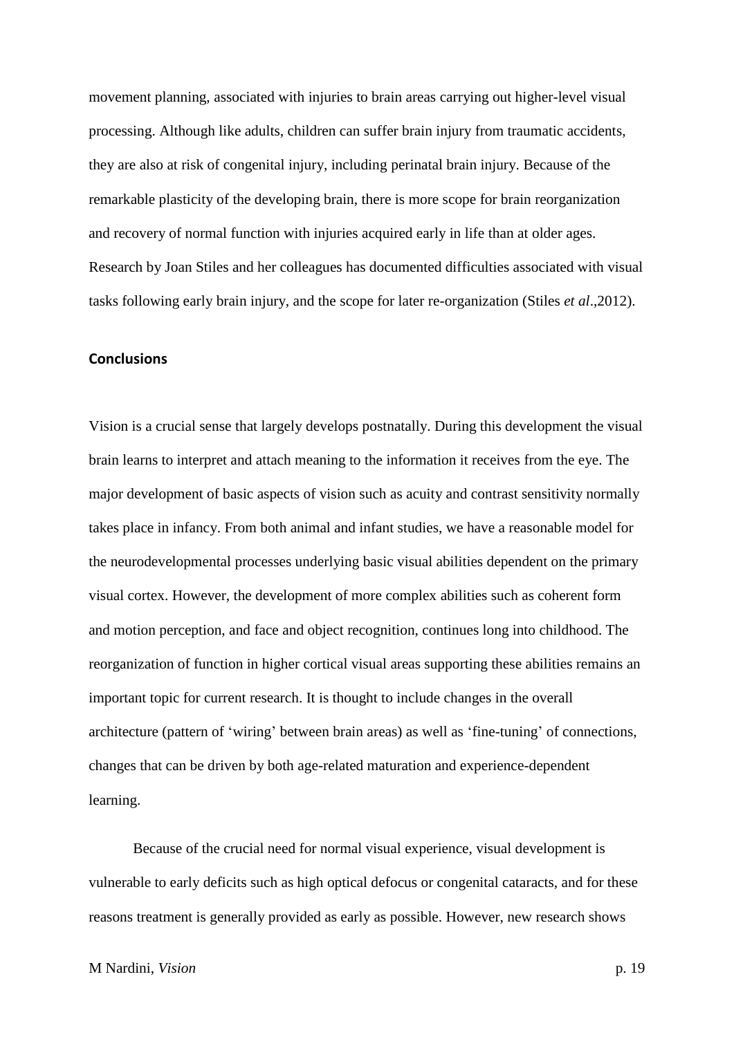movement planning, associated with injuries to brain areas carrying out higher-level visual processing. Although like adults, children can suffer brain injury from traumatic accidents, they are also at risk of congenital injury, including perinatal brain injury. Because of the remarkable plasticity of the developing brain, there is more scope for brain reorganization and recovery of normal function with injuries acquired early in life than at older ages. Research by Joan Stiles and her colleagues has documented difficulties associated with visual tasks following early brain injury, and the scope for later re-organization (Stiles *et al*.,2012).

## Conclusions

Vision is a crucial sense that largely develops postnatally. During this development the visual brain learns to interpret and attach meaning to the information it receives from the eye. The major development of basic aspects of vision such as acuity and contrast sensitivity normally takes place in infancy. From both animal and infant studies, we have a reasonable model for the neurodevelopmental processes underlying basic visual abilities dependent on the primary visual cortex. However, the development of more complex abilities such as coherent form and motion perception, and face and object recognition, continues long into childhood. The reorganization of function in higher cortical visual areas supporting these abilities remains an important topic for current research. It is thought to include changes in the overall architecture (pattern of 'wiring' between brain areas) as well as 'fine-tuning' of connections, changes that can be driven by both age-related maturation and experience-dependent learning.

Because of the crucial need for normal visual experience, visual development is vulnerable to early deficits such as high optical defocus or congenital cataracts, and for these reasons treatment is generally provided as early as possible. However, new research shows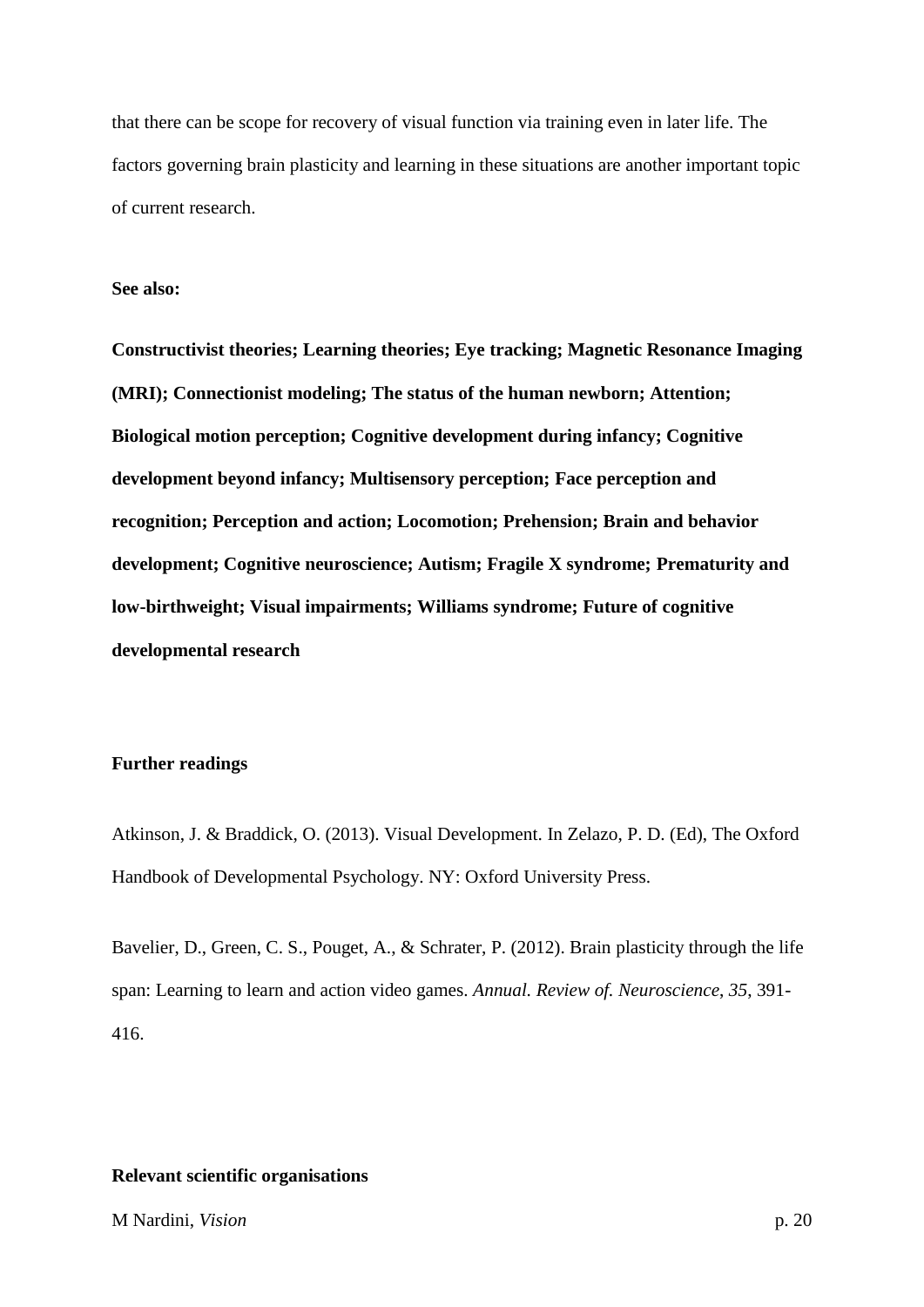that there can be scope for recovery of visual function via training even in later life. The factors governing brain plasticity and learning in these situations are another important topic of current research.

**See also:**

**Constructivist theories; Learning theories; Eye tracking; Magnetic Resonance Imaging (MRI); Connectionist modeling; The status of the human newborn; Attention; Biological motion perception; Cognitive development during infancy; Cognitive development beyond infancy; Multisensory perception; Face perception and recognition; Perception and action; Locomotion; Prehension; Brain and behavior development; Cognitive neuroscience; Autism; Fragile X syndrome; Prematurity and low-birthweight; Visual impairments; Williams syndrome; Future of cognitive developmental research**

**Further readings**

Atkinson, J. & Braddick, O. (2013). Visual Development. In Zelazo, P. D. (Ed), The Oxford Handbook of Developmental Psychology. NY: Oxford University Press.

Bavelier, D., Green, C. S., Pouget, A., & Schrater, P. (2012). Brain plasticity through the life span: Learning to learn and action video games. *Annual. Review of. Neuroscience*, *35*, 391-416.

**Relevant scientific organisations**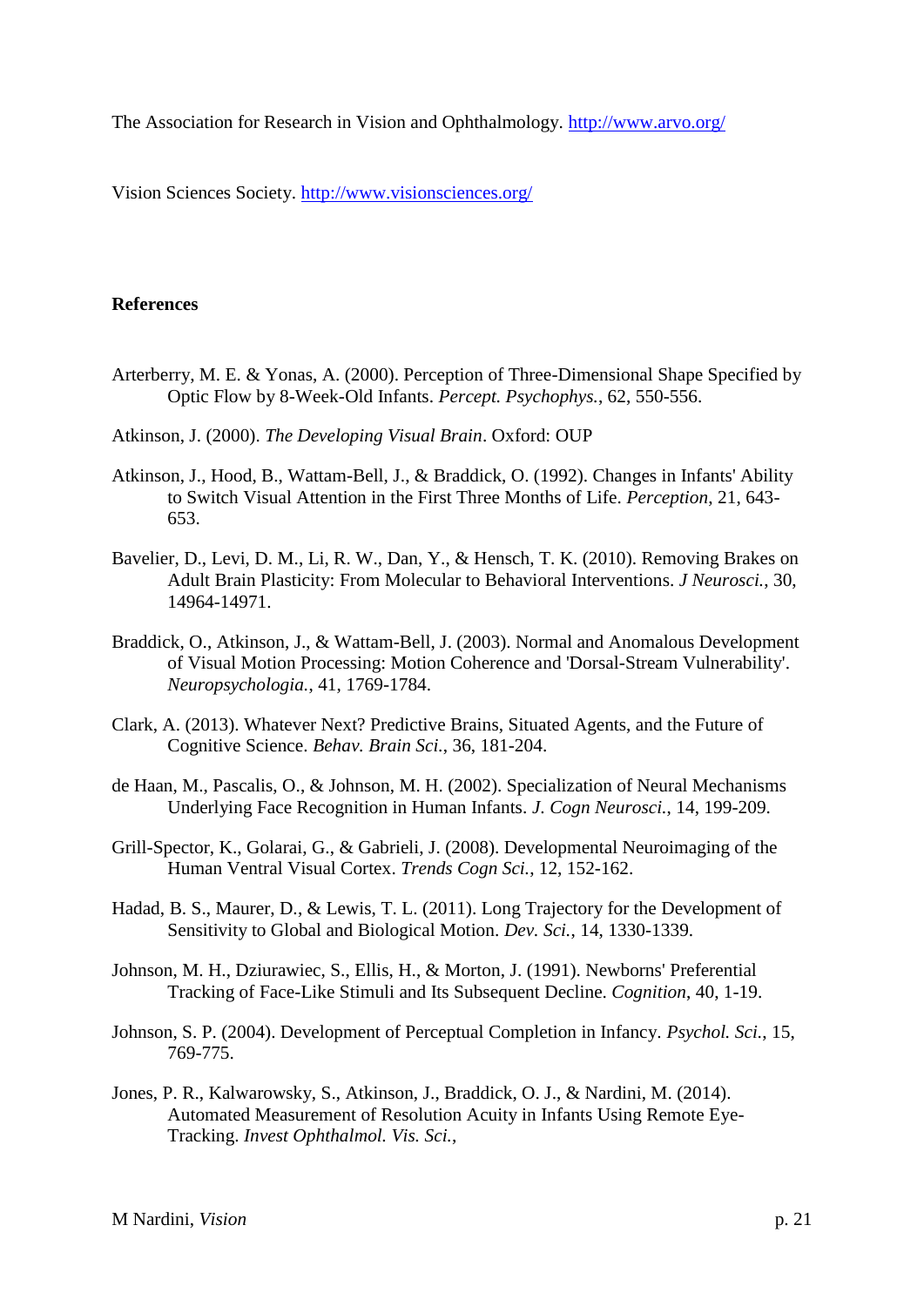The Association for Research in Vision and Ophthalmology. http://www.arvo.org/

Vision Sciences Society. http://www.visionsciences.org/

**References**

Arterberry, M. E. & Yonas, A. (2000). Perception of Three-Dimensional Shape Specified by Optic Flow by 8-Week-Old Infants. *Percept. Psychophys.*, 62, 550-556.

Atkinson, J. (2000). *The Developing Visual Brain*. Oxford: OUP

Atkinson, J., Hood, B., Wattam-Bell, J., & Braddick, O. (1992). Changes in Infants' Ability to Switch Visual Attention in the First Three Months of Life. *Perception*, 21, 643-653.

Bavelier, D., Levi, D. M., Li, R. W., Dan, Y., & Hensch, T. K. (2010). Removing Brakes on Adult Brain Plasticity: From Molecular to Behavioral Interventions. *J Neurosci.*, 30, 14964-14971.

Braddick, O., Atkinson, J., & Wattam-Bell, J. (2003). Normal and Anomalous Development of Visual Motion Processing: Motion Coherence and 'Dorsal-Stream Vulnerability'. *Neuropsychologia.*, 41, 1769-1784.

Clark, A. (2013). Whatever Next? Predictive Brains, Situated Agents, and the Future of Cognitive Science. *Behav. Brain Sci.*, 36, 181-204.

de Haan, M., Pascalis, O., & Johnson, M. H. (2002). Specialization of Neural Mechanisms Underlying Face Recognition in Human Infants. *J. Cogn Neurosci.*, 14, 199-209.

Grill-Spector, K., Golarai, G., & Gabrieli, J. (2008). Developmental Neuroimaging of the Human Ventral Visual Cortex. *Trends Cogn Sci.*, 12, 152-162.

Hadad, B. S., Maurer, D., & Lewis, T. L. (2011). Long Trajectory for the Development of Sensitivity to Global and Biological Motion. *Dev. Sci.*, 14, 1330-1339.

Johnson, M. H., Dziurawiec, S., Ellis, H., & Morton, J. (1991). Newborns' Preferential Tracking of Face-Like Stimuli and Its Subsequent Decline. *Cognition*, 40, 1-19.

Johnson, S. P. (2004). Development of Perceptual Completion in Infancy. *Psychol. Sci.*, 15, 769-775.

Jones, P. R., Kalwarowsky, S., Atkinson, J., Braddick, O. J., & Nardini, M. (2014). Automated Measurement of Resolution Acuity in Infants Using Remote Eye-Tracking. *Invest Ophthalmol. Vis. Sci.*,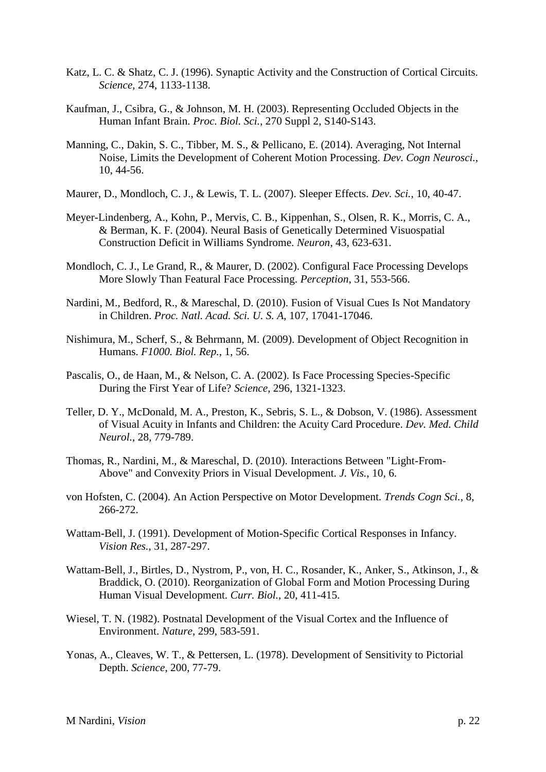Katz, L. C. & Shatz, C. J. (1996). Synaptic Activity and the Construction of Cortical Circuits. *Science*, 274, 1133-1138.

Kaufman, J., Csibra, G., & Johnson, M. H. (2003). Representing Occluded Objects in the Human Infant Brain. *Proc. Biol. Sci.*, 270 Suppl 2, S140-S143.

Manning, C., Dakin, S. C., Tibber, M. S., & Pellicano, E. (2014). Averaging, Not Internal Noise, Limits the Development of Coherent Motion Processing. *Dev. Cogn Neurosci.*, 10, 44-56.

Maurer, D., Mondloch, C. J., & Lewis, T. L. (2007). Sleeper Effects. *Dev. Sci.*, 10, 40-47.

Meyer-Lindenberg, A., Kohn, P., Mervis, C. B., Kippenhan, S., Olsen, R. K., Morris, C. A., & Berman, K. F. (2004). Neural Basis of Genetically Determined Visuospatial Construction Deficit in Williams Syndrome. *Neuron*, 43, 623-631.

Mondloch, C. J., Le Grand, R., & Maurer, D. (2002). Configural Face Processing Develops More Slowly Than Featural Face Processing. *Perception*, 31, 553-566.

Nardini, M., Bedford, R., & Mareschal, D. (2010). Fusion of Visual Cues Is Not Mandatory in Children. *Proc. Natl. Acad. Sci. U. S. A*, 107, 17041-17046.

Nishimura, M., Scherf, S., & Behrmann, M. (2009). Development of Object Recognition in Humans. *F1000. Biol. Rep.*, 1, 56.

Pascalis, O., de Haan, M., & Nelson, C. A. (2002). Is Face Processing Species-Specific During the First Year of Life? *Science*, 296, 1321-1323.

Teller, D. Y., McDonald, M. A., Preston, K., Sebris, S. L., & Dobson, V. (1986). Assessment of Visual Acuity in Infants and Children: the Acuity Card Procedure. *Dev. Med. Child Neurol.*, 28, 779-789.

Thomas, R., Nardini, M., & Mareschal, D. (2010). Interactions Between "Light-From-Above" and Convexity Priors in Visual Development. *J. Vis.*, 10, 6.

von Hofsten, C. (2004). An Action Perspective on Motor Development. *Trends Cogn Sci.*, 8, 266-272.

Wattam-Bell, J. (1991). Development of Motion-Specific Cortical Responses in Infancy. *Vision Res.*, 31, 287-297.

Wattam-Bell, J., Birtles, D., Nystrom, P., von, H. C., Rosander, K., Anker, S., Atkinson, J., & Braddick, O. (2010). Reorganization of Global Form and Motion Processing During Human Visual Development. *Curr. Biol.*, 20, 411-415.

Wiesel, T. N. (1982). Postnatal Development of the Visual Cortex and the Influence of Environment. *Nature*, 299, 583-591.

Yonas, A., Cleaves, W. T., & Pettersen, L. (1978). Development of Sensitivity to Pictorial Depth. *Science*, 200, 77-79.